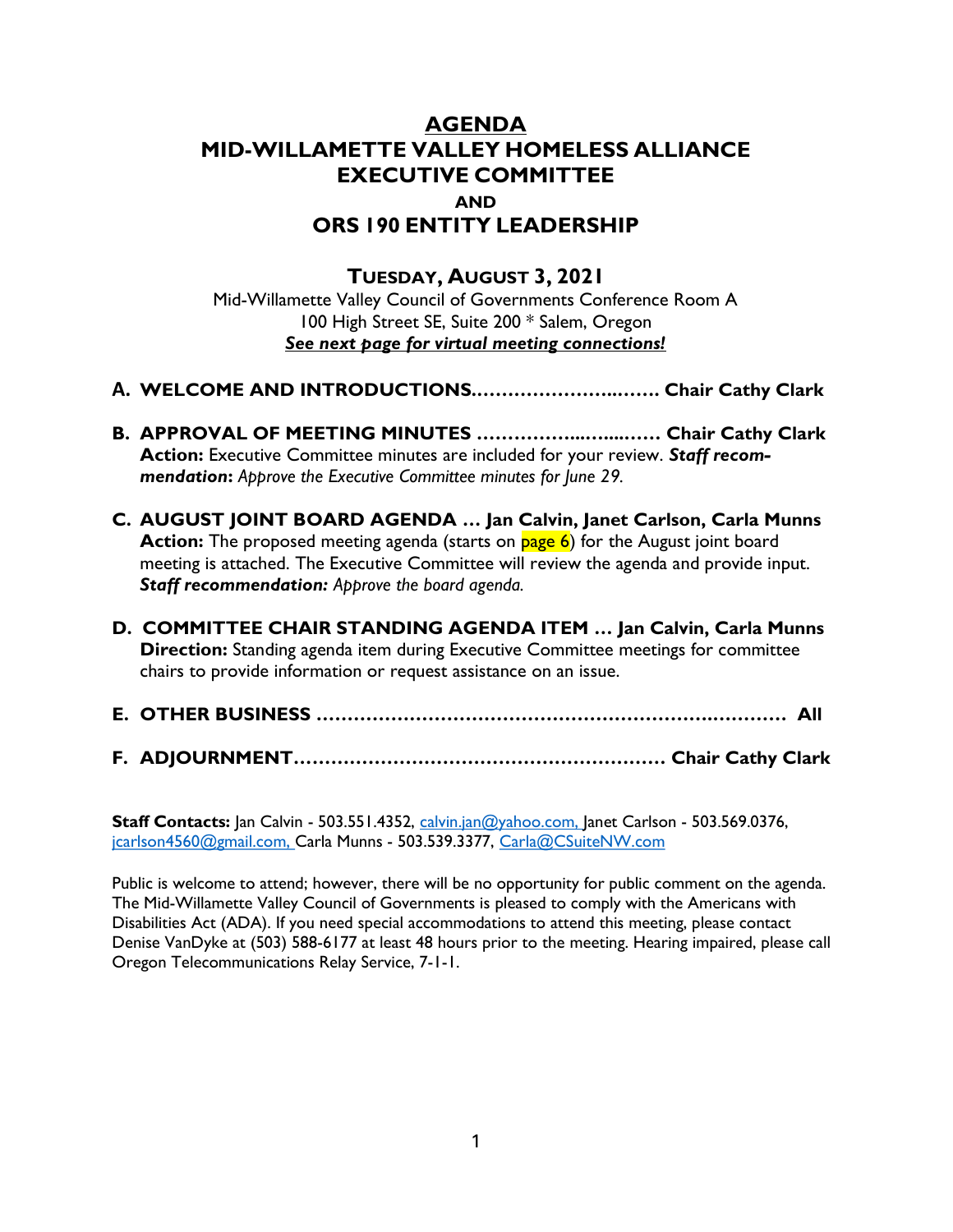# AGENDA

# MID-WILLAMETTE VALLEY HOMELESS ALLIANCE EXECUTIVE COMMITTEE

## AND

# ORS 190 ENTITY LEADERSHIP

## TUESDAY, AUGUST 3, 2021

Mid-Willamette Valley Council of Governments Conference Room A
100 High Street SE, Suite 200 * Salem, Oregon
***See next page for virtual meeting connections!***

**A. WELCOME AND INTRODUCTIONS……………………..…….. Chair Cathy Clark**

**B. APPROVAL OF MEETING MINUTES ……………...…....…… Chair Cathy Clark**
**Action:** Executive Committee minutes are included for your review. ***Staff recommendation*****:** *Approve the Executive Committee minutes for June 29.*

**C. AUGUST JOINT BOARD AGENDA … Jan Calvin, Janet Carlson, Carla Munns**
**Action:** The proposed meeting agenda (starts on page 6) for the August joint board meeting is attached. The Executive Committee will review the agenda and provide input. ***Staff recommendation:*** *Approve the board agenda.*

**D. COMMITTEE CHAIR STANDING AGENDA ITEM … Jan Calvin, Carla Munns**
**Direction:** Standing agenda item during Executive Committee meetings for committee chairs to provide information or request assistance on an issue.

**E. OTHER BUSINESS ………………………………………………………….……… All**

**F. ADJOURNMENT…………………………………………………… Chair Cathy Clark**

**Staff Contacts:** Jan Calvin - 503.551.4352, calvin.jan@yahoo.com, Janet Carlson - 503.569.0376, jcarlson4560@gmail.com, Carla Munns - 503.539.3377, Carla@CSuiteNW.com

Public is welcome to attend; however, there will be no opportunity for public comment on the agenda. The Mid-Willamette Valley Council of Governments is pleased to comply with the Americans with Disabilities Act (ADA). If you need special accommodations to attend this meeting, please contact Denise VanDyke at (503) 588-6177 at least 48 hours prior to the meeting. Hearing impaired, please call Oregon Telecommunications Relay Service, 7-1-1.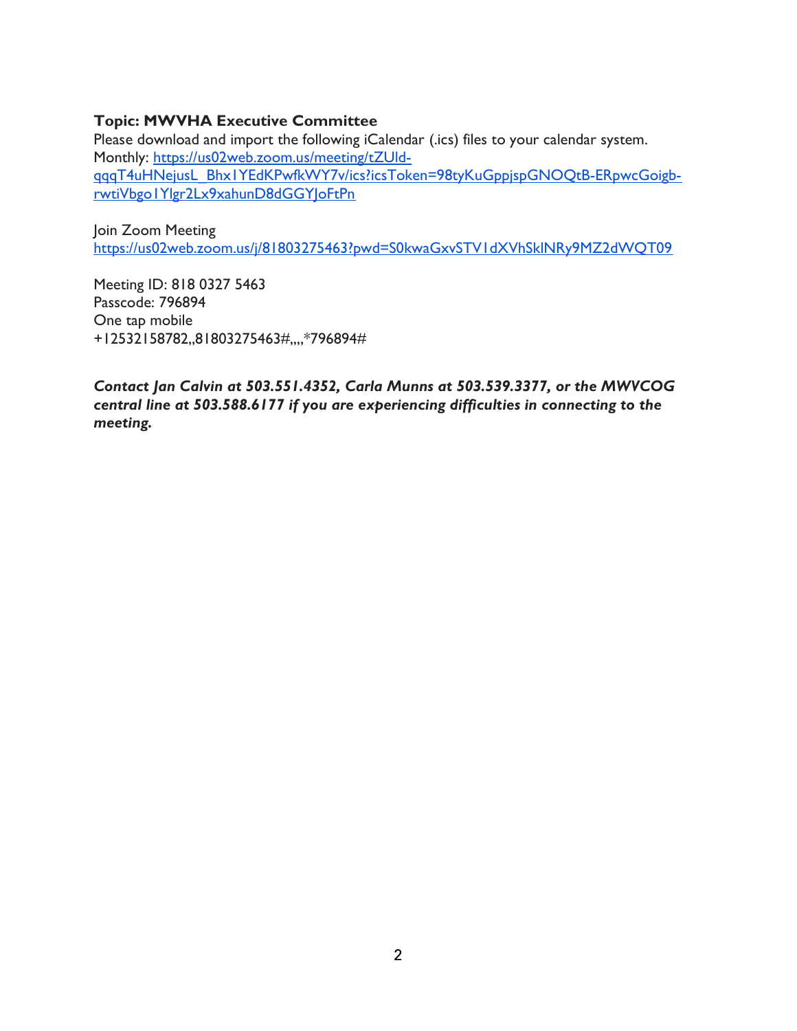**Topic: MWVHA Executive Committee**
Please download and import the following iCalendar (.ics) files to your calendar system.
Monthly: https://us02web.zoom.us/meeting/tZUld-qqqT4uHNejusL_Bhx1YEdKPwfkWY7v/ics?icsToken=98tyKuGppjspGNOQtB-ERpwcGoigb-rwtiVbgo1Ylgr2Lx9xahunD8dGGYJoFtPn

Join Zoom Meeting
https://us02web.zoom.us/j/81803275463?pwd=S0kwaGxvSTV1dXVhSklNRy9MZ2dWQT09

Meeting ID: 818 0327 5463
Passcode: 796894
One tap mobile
+12532158782,,81803275463#,,,,*796894#

***Contact Jan Calvin at 503.551.4352, Carla Munns at 503.539.3377, or the MWVCOG central line at 503.588.6177 if you are experiencing difficulties in connecting to the meeting.***